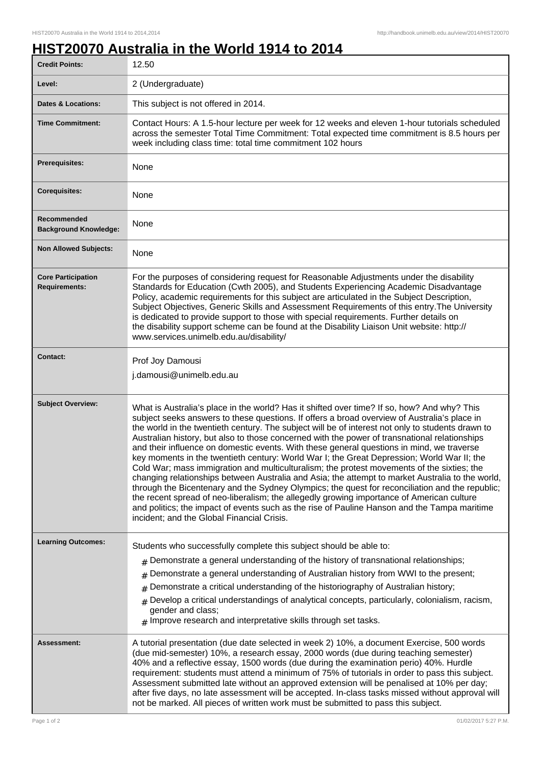# HIST20070 Australia in the World 1914 to 2014

| | |
|---|---|
| **Credit Points:** | 12.50 |
| **Level:** | 2 (Undergraduate) |
| **Dates & Locations:** | This subject is not offered in 2014. |
| **Time Commitment:** | Contact Hours: A 1.5-hour lecture per week for 12 weeks and eleven 1-hour tutorials scheduled across the semester Total Time Commitment: Total expected time commitment is 8.5 hours per week including class time: total time commitment 102 hours |
| **Prerequisites:** | None |
| **Corequisites:** | None |
| **Recommended Background Knowledge:** | None |
| **Non Allowed Subjects:** | None |
| **Core Participation Requirements:** | For the purposes of considering request for Reasonable Adjustments under the disability Standards for Education (Cwth 2005), and Students Experiencing Academic Disadvantage Policy, academic requirements for this subject are articulated in the Subject Description, Subject Objectives, Generic Skills and Assessment Requirements of this entry.The University is dedicated to provide support to those with special requirements. Further details on the disability support scheme can be found at the Disability Liaison Unit website: http://www.services.unimelb.edu.au/disability/ |
| **Contact:** | Prof Joy Damousi<br>j.damousi@unimelb.edu.au |
| **Subject Overview:** | What is Australia's place in the world? Has it shifted over time? If so, how? And why? This subject seeks answers to these questions. If offers a broad overview of Australia's place in the world in the twentieth century. The subject will be of interest not only to students drawn to Australian history, but also to those concerned with the power of transnational relationships and their influence on domestic events. With these general questions in mind, we traverse key moments in the twentieth century: World War I; the Great Depression; World War II; the Cold War; mass immigration and multiculturalism; the protest movements of the sixties; the changing relationships between Australia and Asia; the attempt to market Australia to the world, through the Bicentenary and the Sydney Olympics; the quest for reconciliation and the republic; the recent spread of neo-liberalism; the allegedly growing importance of American culture and politics; the impact of events such as the rise of Pauline Hanson and the Tampa maritime incident; and the Global Financial Crisis. |
| **Learning Outcomes:** | Students who successfully complete this subject should be able to:<br># Demonstrate a general understanding of the history of transnational relationships;<br># Demonstrate a general understanding of Australian history from WWI to the present;<br># Demonstrate a critical understanding of the historiography of Australian history;<br># Develop a critical understandings of analytical concepts, particularly, colonialism, racism, gender and class;<br># Improve research and interpretative skills through set tasks. |
| **Assessment:** | A tutorial presentation (due date selected in week 2) 10%, a document Exercise, 500 words (due mid-semester) 10%, a research essay, 2000 words (due during teaching semester) 40% and a reflective essay, 1500 words (due during the examination perio) 40%. Hurdle requirement: students must attend a minimum of 75% of tutorials in order to pass this subject. Assessment submitted late without an approved extension will be penalised at 10% per day; after five days, no late assessment will be accepted. In-class tasks missed without approval will not be marked. All pieces of written work must be submitted to pass this subject. |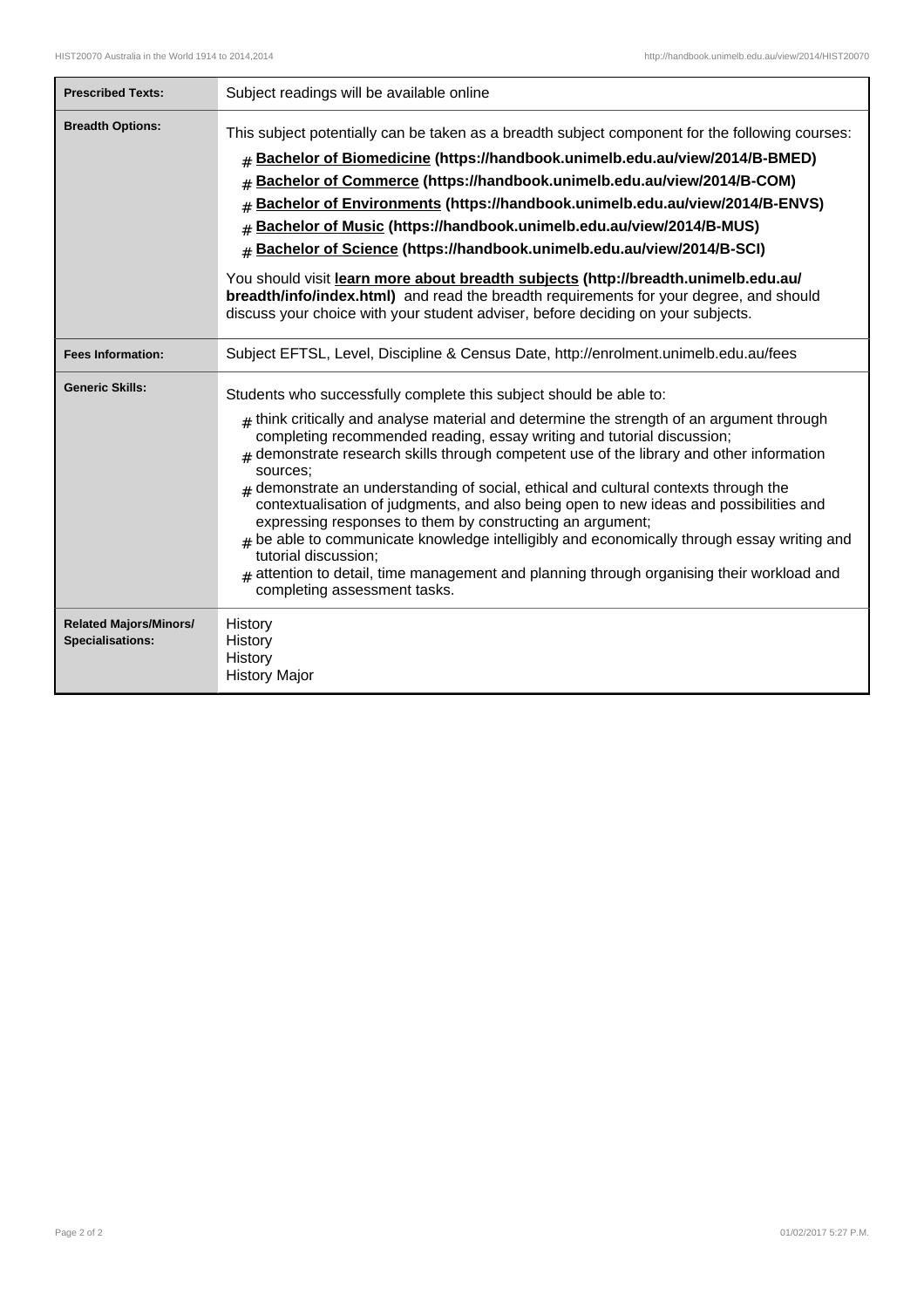| | |
|---|---|
| **Prescribed Texts:** | Subject readings will be available online |
| **Breadth Options:** | This subject potentially can be taken as a breadth subject component for the following courses:<br># **Bachelor of Biomedicine (https://handbook.unimelb.edu.au/view/2014/B-BMED)**<br># **Bachelor of Commerce (https://handbook.unimelb.edu.au/view/2014/B-COM)**<br># **Bachelor of Environments (https://handbook.unimelb.edu.au/view/2014/B-ENVS)**<br># **Bachelor of Music (https://handbook.unimelb.edu.au/view/2014/B-MUS)**<br># **Bachelor of Science (https://handbook.unimelb.edu.au/view/2014/B-SCI)**<br>You should visit **learn more about breadth subjects (http://breadth.unimelb.edu.au/breadth/info/index.html)** and read the breadth requirements for your degree, and should discuss your choice with your student adviser, before deciding on your subjects. |
| **Fees Information:** | Subject EFTSL, Level, Discipline & Census Date, http://enrolment.unimelb.edu.au/fees |
| **Generic Skills:** | Students who successfully complete this subject should be able to:<br># think critically and analyse material and determine the strength of an argument through completing recommended reading, essay writing and tutorial discussion;<br># demonstrate research skills through competent use of the library and other information sources;<br># demonstrate an understanding of social, ethical and cultural contexts through the contextualisation of judgments, and also being open to new ideas and possibilities and expressing responses to them by constructing an argument;<br># be able to communicate knowledge intelligibly and economically through essay writing and tutorial discussion;<br># attention to detail, time management and planning through organising their workload and completing assessment tasks. |
| **Related Majors/Minors/ Specialisations:** | History<br>History<br>History<br>History Major |